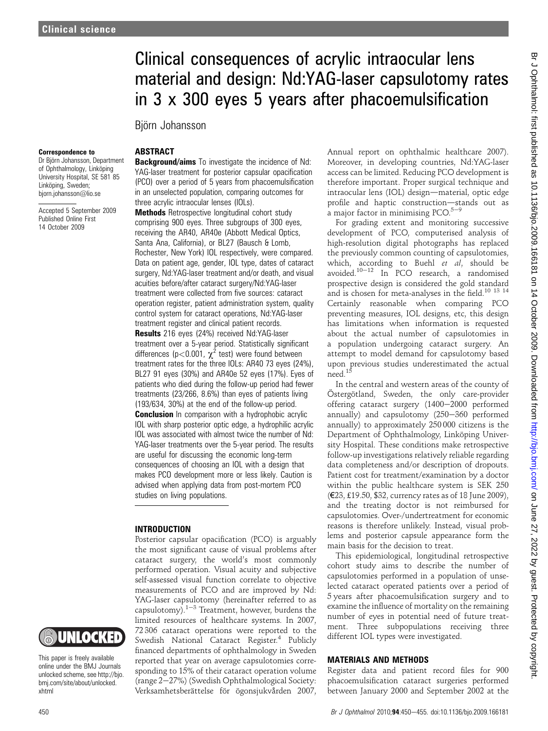# Clinical consequences of acrylic intraocular lens material and design: Nd:YAG-laser capsulotomy rates in 3 x 300 eyes 5 years after phacoemulsification

Björn Johansson

**Correspondence to**
Dr Björn Johansson, Department of Ophthalmology, Linköping University Hospital, SE 581 85 Linköping, Sweden; bjorn.johansson@lio.se

Accepted 5 September 2009
Published Online First 14 October 2009

## ABSTRACT

**Background/aims** To investigate the incidence of Nd: YAG-laser treatment for posterior capsular opacification (PCO) over a period of 5 years from phacoemulsification in an unselected population, comparing outcomes for three acrylic intraocular lenses (IOLs).

**Methods** Retrospective longitudinal cohort study comprising 900 eyes. Three subgroups of 300 eyes, receiving the AR40, AR40e (Abbott Medical Optics, Santa Ana, California), or BL27 (Bausch & Lomb, Rochester, New York) IOL respectively, were compared. Data on patient age, gender, IOL type, dates of cataract surgery, Nd:YAG-laser treatment and/or death, and visual acuities before/after cataract surgery/Nd:YAG-laser treatment were collected from five sources: cataract operation register, patient administration system, quality control system for cataract operations, Nd:YAG-laser treatment register and clinical patient records.

**Results** 216 eyes (24%) received Nd:YAG-laser treatment over a 5-year period. Statistically significant differences ($p<0.001$, $\chi^2$ test) were found between treatment rates for the three IOLs: AR40 73 eyes (24%), BL27 91 eyes (30%) and AR40e 52 eyes (17%). Eyes of patients who died during the follow-up period had fewer treatments (23/266, 8.6%) than eyes of patients living (193/634, 30%) at the end of the follow-up period.

**Conclusion** In comparison with a hydrophobic acrylic IOL with sharp posterior optic edge, a hydrophilic acrylic IOL was associated with almost twice the number of Nd: YAG-laser treatments over the 5-year period. The results are useful for discussing the economic long-term consequences of choosing an IOL with a design that makes PCO development more or less likely. Caution is advised when applying data from post-mortem PCO studies on living populations.

This paper is freely available online under the BMJ Journals unlocked scheme, see http://bjo.bmj.com/site/about/unlocked.xhtml

## INTRODUCTION

Posterior capsular opacification (PCO) is arguably the most significant cause of visual problems after cataract surgery, the world's most commonly performed operation. Visual acuity and subjective self-assessed visual function correlate to objective measurements of PCO and are improved by Nd: YAG-laser capsulotomy (hereinafter referred to as capsulotomy).[1–3] Treatment, however, burdens the limited resources of healthcare systems. In 2007, 72 306 cataract operations were reported to the Swedish National Cataract Register.[4] Publicly financed departments of ophthalmology in Sweden reported that year on average capsulotomies corresponding to 15% of their cataract operation volume (range 2–27%) (Swedish Ophthalmological Society: Verksamhetsberättelse för ögonsjukvården 2007, Annual report on ophthalmic healthcare 2007). Moreover, in developing countries, Nd:YAG-laser access can be limited. Reducing PCO development is therefore important. Proper surgical technique and intraocular lens (IOL) design—material, optic edge profile and haptic construction—stands out as a major factor in minimising PCO.[5–9]

For grading extent and monitoring successive development of PCO, computerised analysis of high-resolution digital photographs has replaced the previously common counting of capsulotomies, which, according to Buehl *et al*, should be avoided.[10–12] In PCO research, a randomised prospective design is considered the gold standard and is chosen for meta-analyses in the field.[10 13 14] Certainly reasonable when comparing PCO preventing measures, IOL designs, etc, this design has limitations when information is requested about the actual number of capsulotomies in a population undergoing cataract surgery. An attempt to model demand for capsulotomy based upon previous studies underestimated the actual need.[15]

In the central and western areas of the county of Östergötland, Sweden, the only care-provider offering cataract surgery (1400–2000 performed annually) and capsulotomy (250–360 performed annually) to approximately 250 000 citizens is the Department of Ophthalmology, Linköping University Hospital. These conditions make retrospective follow-up investigations relatively reliable regarding data completeness and/or description of dropouts. Patient cost for treatment/examination by a doctor within the public healthcare system is SEK 250 (€23, £19.50, \$32, currency rates as of 18 June 2009), and the treating doctor is not reimbursed for capsulotomies. Over-/undertreatment for economic reasons is therefore unlikely. Instead, visual problems and posterior capsule appearance form the main basis for the decision to treat.

This epidemiological, longitudinal retrospective cohort study aims to describe the number of capsulotomies performed in a population of unselected cataract operated patients over a period of 5 years after phacoemulsification surgery and to examine the influence of mortality on the remaining number of eyes in potential need of future treatment. Three subpopulations receiving three different IOL types were investigated.

## MATERIALS AND METHODS

Register data and patient record files for 900 phacoemulsification cataract surgeries performed between January 2000 and September 2002 at the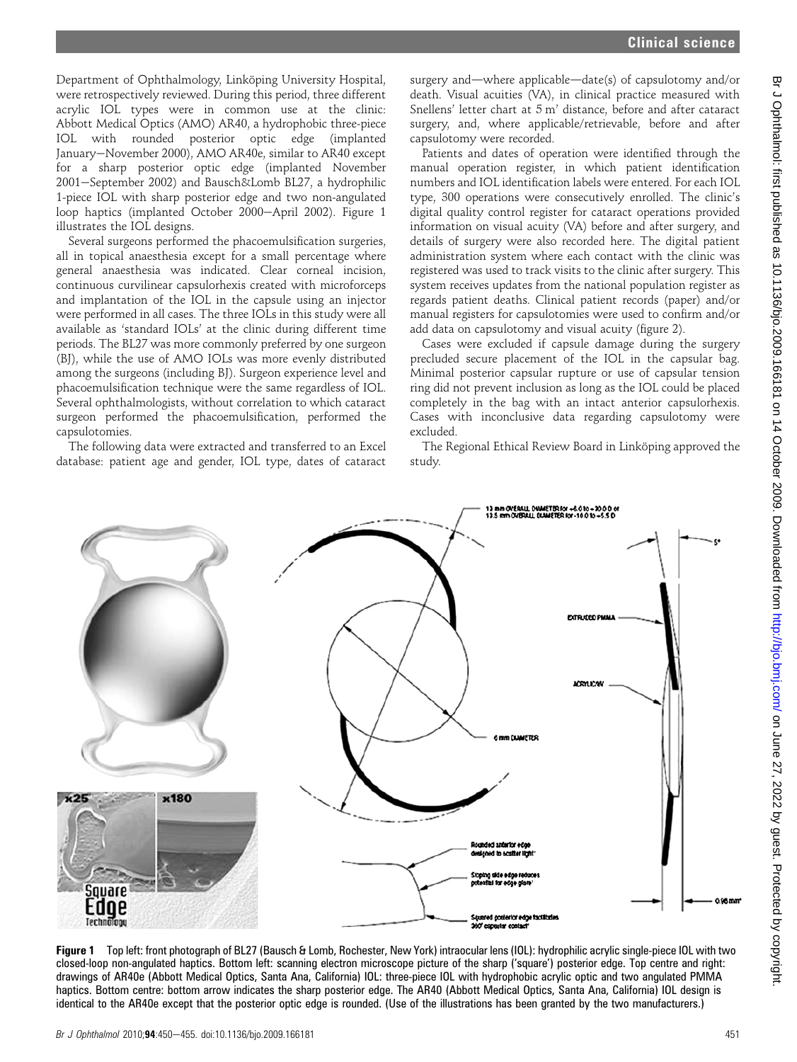Department of Ophthalmology, Linköping University Hospital, were retrospectively reviewed. During this period, three different acrylic IOL types were in common use at the clinic: Abbott Medical Optics (AMO) AR40, a hydrophobic three-piece IOL with rounded posterior optic edge (implanted January–November 2000), AMO AR40e, similar to AR40 except for a sharp posterior optic edge (implanted November 2001–September 2002) and Bausch&Lomb BL27, a hydrophilic 1-piece IOL with sharp posterior edge and two non-angulated loop haptics (implanted October 2000–April 2002). Figure 1 illustrates the IOL designs.

Several surgeons performed the phacoemulsification surgeries, all in topical anaesthesia except for a small percentage where general anaesthesia was indicated. Clear corneal incision, continuous curvilinear capsulorhexis created with microforceps and implantation of the IOL in the capsule using an injector were performed in all cases. The three IOLs in this study were all available as 'standard IOLs' at the clinic during different time periods. The BL27 was more commonly preferred by one surgeon (BJ), while the use of AMO IOLs was more evenly distributed among the surgeons (including BJ). Surgeon experience level and phacoemulsification technique were the same regardless of IOL. Several ophthalmologists, without correlation to which cataract surgeon performed the phacoemulsification, performed the capsulotomies.

The following data were extracted and transferred to an Excel database: patient age and gender, IOL type, dates of cataract surgery and—where applicable—date(s) of capsulotomy and/or death. Visual acuities (VA), in clinical practice measured with Snellens' letter chart at 5 m' distance, before and after cataract surgery, and, where applicable/retrievable, before and after capsulotomy were recorded.

Patients and dates of operation were identified through the manual operation register, in which patient identification numbers and IOL identification labels were entered. For each IOL type, 300 operations were consecutively enrolled. The clinic's digital quality control register for cataract operations provided information on visual acuity (VA) before and after surgery, and details of surgery were also recorded here. The digital patient administration system where each contact with the clinic was registered was used to track visits to the clinic after surgery. This system receives updates from the national population register as regards patient deaths. Clinical patient records (paper) and/or manual registers for capsulotomies were used to confirm and/or add data on capsulotomy and visual acuity (figure 2).

Cases were excluded if capsule damage during the surgery precluded secure placement of the IOL in the capsular bag. Minimal posterior capsular rupture or use of capsular tension ring did not prevent inclusion as long as the IOL could be placed completely in the bag with an intact anterior capsulorhexis. Cases with inconclusive data regarding capsulotomy were excluded.

The Regional Ethical Review Board in Linköping approved the study.

**Figure 1** Top left: front photograph of BL27 (Bausch & Lomb, Rochester, New York) intraocular lens (IOL): hydrophilic acrylic single-piece IOL with two closed-loop non-angulated haptics. Bottom left: scanning electron microscope picture of the sharp ('square') posterior edge. Top centre and right: drawings of AR40e (Abbott Medical Optics, Santa Ana, California) IOL: three-piece IOL with hydrophobic acrylic optic and two angulated PMMA haptics. Bottom centre: bottom arrow indicates the sharp posterior edge. The AR40 (Abbott Medical Optics, Santa Ana, California) IOL design is identical to the AR40e except that the posterior optic edge is rounded. (Use of the illustrations has been granted by the two manufacturers.)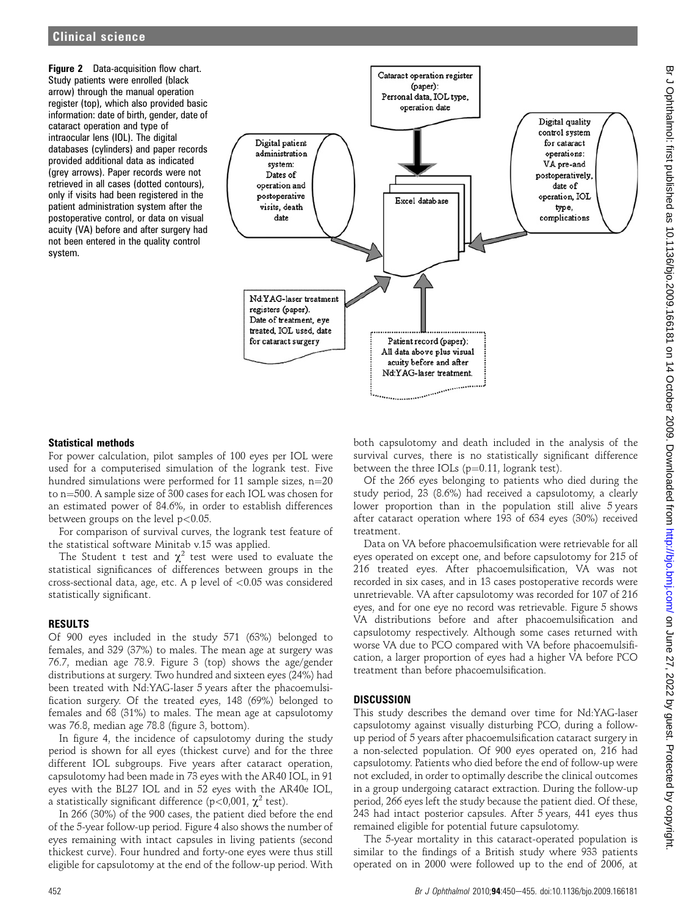**Figure 2** Data-acquisition flow chart. Study patients were enrolled (black arrow) through the manual operation register (top), which also provided basic information: date of birth, gender, date of cataract operation and type of intraocular lens (IOL). The digital databases (cylinders) and paper records provided additional data as indicated (grey arrows). Paper records were not retrieved in all cases (dotted contours), only if visits had been registered in the patient administration system after the postoperative control, or data on visual acuity (VA) before and after surgery had not been entered in the quality control system.

Cataract operation register (paper): Personal data, IOL type, operation date

Digital patient administration system: Dates of operation and postoperative visits, death date

Excel database

Digital quality control system for cataract operations: VA pre-and postoperatively, date of operation, IOL type, complications

Nd:YAG-laser treatment registers (paper). Date of treatment, eye treated, IOL used, date for cataract surgery

Patient record (paper): All data above plus visual acuity before and after Nd:YAG-laser treatment.

### Statistical methods

For power calculation, pilot samples of 100 eyes per IOL were used for a computerised simulation of the logrank test. Five hundred simulations were performed for 11 sample sizes, n=20 to n=500. A sample size of 300 cases for each IOL was chosen for an estimated power of 84.6%, in order to establish differences between groups on the level $p<0.05$.

For comparison of survival curves, the logrank test feature of the statistical software Minitab v.15 was applied.

The Student t test and $\chi^2$ test were used to evaluate the statistical significances of differences between groups in the cross-sectional data, age, etc. A p level of <0.05 was considered statistically significant.

## RESULTS

Of 900 eyes included in the study 571 (63%) belonged to females, and 329 (37%) to males. The mean age at surgery was 76.7, median age 78.9. Figure 3 (top) shows the age/gender distributions at surgery. Two hundred and sixteen eyes (24%) had been treated with Nd:YAG-laser 5 years after the phacoemulsification surgery. Of the treated eyes, 148 (69%) belonged to females and 68 (31%) to males. The mean age at capsulotomy was 76.8, median age 78.8 (figure 3, bottom).

In figure 4, the incidence of capsulotomy during the study period is shown for all eyes (thickest curve) and for the three different IOL subgroups. Five years after cataract operation, capsulotomy had been made in 73 eyes with the AR40 IOL, in 91 eyes with the BL27 IOL and in 52 eyes with the AR40e IOL, a statistically significant difference ($p<0{,}001$, $\chi^2$ test).

In 266 (30%) of the 900 cases, the patient died before the end of the 5-year follow-up period. Figure 4 also shows the number of eyes remaining with intact capsules in living patients (second thickest curve). Four hundred and forty-one eyes were thus still eligible for capsulotomy at the end of the follow-up period. With both capsulotomy and death included in the analysis of the survival curves, there is no statistically significant difference between the three IOLs (p=0.11, logrank test).

Of the 266 eyes belonging to patients who died during the study period, 23 (8.6%) had received a capsulotomy, a clearly lower proportion than in the population still alive 5 years after cataract operation where 193 of 634 eyes (30%) received treatment.

Data on VA before phacoemulsification were retrievable for all eyes operated on except one, and before capsulotomy for 215 of 216 treated eyes. After phacoemulsification, VA was not recorded in six cases, and in 13 cases postoperative records were unretrievable. VA after capsulotomy was recorded for 107 of 216 eyes, and for one eye no record was retrievable. Figure 5 shows VA distributions before and after phacoemulsification and capsulotomy respectively. Although some cases returned with worse VA due to PCO compared with VA before phacoemulsification, a larger proportion of eyes had a higher VA before PCO treatment than before phacoemulsification.

## DISCUSSION

This study describes the demand over time for Nd:YAG-laser capsulotomy against visually disturbing PCO, during a follow-up period of 5 years after phacoemulsification cataract surgery in a non-selected population. Of 900 eyes operated on, 216 had capsulotomy. Patients who died before the end of follow-up were not excluded, in order to optimally describe the clinical outcomes in a group undergoing cataract extraction. During the follow-up period, 266 eyes left the study because the patient died. Of these, 243 had intact posterior capsules. After 5 years, 441 eyes thus remained eligible for potential future capsulotomy.

The 5-year mortality in this cataract-operated population is similar to the findings of a British study where 933 patients operated on in 2000 were followed up to the end of 2006, at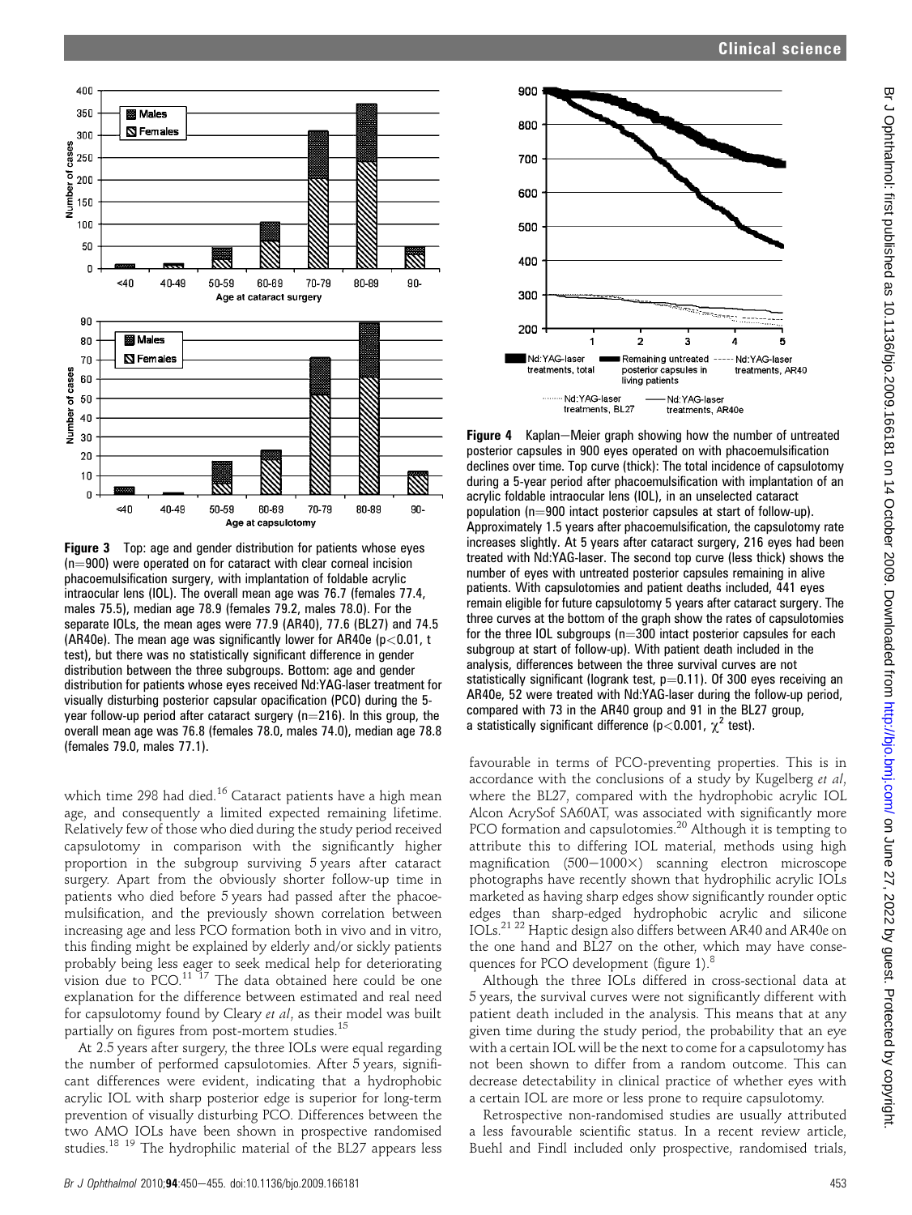**Figure 3** Top: age and gender distribution for patients whose eyes (n=900) were operated on for cataract with clear corneal incision phacoemulsification surgery, with implantation of foldable acrylic intraocular lens (IOL). The overall mean age was 76.7 (females 77.4, males 75.5), median age 78.9 (females 79.2, males 78.0). For the separate IOLs, the mean ages were 77.9 (AR40), 77.6 (BL27) and 74.5 (AR40e). The mean age was significantly lower for AR40e ($p<0.01$, t test), but there was no statistically significant difference in gender distribution between the three subgroups. Bottom: age and gender distribution for patients whose eyes received Nd:YAG-laser treatment for visually disturbing posterior capsular opacification (PCO) during the 5-year follow-up period after cataract surgery (n=216). In this group, the overall mean age was 76.8 (females 78.0, males 74.0), median age 78.8 (females 79.0, males 77.1).

**Figure 4** Kaplan–Meier graph showing how the number of untreated posterior capsules in 900 eyes operated on with phacoemulsification declines over time. Top curve (thick): The total incidence of capsulotomy during a 5-year period after phacoemulsification with implantation of an acrylic foldable intraocular lens (IOL), in an unselected cataract population (n=900 intact posterior capsules at start of follow-up). Approximately 1.5 years after phacoemulsification, the capsulotomy rate increases slightly. At 5 years after cataract surgery, 216 eyes had been treated with Nd:YAG-laser. The second top curve (less thick) shows the number of eyes with untreated posterior capsules remaining in alive patients. With capsulotomies and patient deaths included, 441 eyes remain eligible for future capsulotomy 5 years after cataract surgery. The three curves at the bottom of the graph show the rates of capsulotomies for the three IOL subgroups (n=300 intact posterior capsules for each subgroup at start of follow-up). With patient death included in the analysis, differences between the three survival curves are not statistically significant (logrank test, $p=0.11$). Of 300 eyes receiving an AR40e, 52 were treated with Nd:YAG-laser during the follow-up period, compared with 73 in the AR40 group and 91 in the BL27 group, a statistically significant difference ($p<0.001$, $\chi^2$ test).

which time 298 had died.[16] Cataract patients have a high mean age, and consequently a limited expected remaining lifetime. Relatively few of those who died during the study period received capsulotomy in comparison with the significantly higher proportion in the subgroup surviving 5 years after cataract surgery. Apart from the obviously shorter follow-up time in patients who died before 5 years had passed after the phacoemulsification, and the previously shown correlation between increasing age and less PCO formation both in vivo and in vitro, this finding might be explained by elderly and/or sickly patients probably being less eager to seek medical help for deteriorating vision due to PCO.[11 17] The data obtained here could be one explanation for the difference between estimated and real need for capsulotomy found by Cleary *et al*, as their model was built partially on figures from post-mortem studies.[15]

At 2.5 years after surgery, the three IOLs were equal regarding the number of performed capsulotomies. After 5 years, significant differences were evident, indicating that a hydrophobic acrylic IOL with sharp posterior edge is superior for long-term prevention of visually disturbing PCO. Differences between the two AMO IOLs have been shown in prospective randomised studies.[18 19] The hydrophilic material of the BL27 appears less favourable in terms of PCO-preventing properties. This is in accordance with the conclusions of a study by Kugelberg *et al*, where the BL27, compared with the hydrophobic acrylic IOL Alcon AcrySof SA60AT, was associated with significantly more PCO formation and capsulotomies.[20] Although it is tempting to attribute this to differing IOL material, methods using high magnification (500–1000×) scanning electron microscope photographs have recently shown that hydrophilic acrylic IOLs marketed as having sharp edges show significantly rounder optic edges than sharp-edged hydrophobic acrylic and silicone IOLs.[21 22] Haptic design also differs between AR40 and AR40e on the one hand and BL27 on the other, which may have consequences for PCO development (figure 1).[8]

Although the three IOLs differed in cross-sectional data at 5 years, the survival curves were not significantly different with patient death included in the analysis. This means that at any given time during the study period, the probability that an eye with a certain IOL will be the next to come for a capsulotomy has not been shown to differ from a random outcome. This can decrease detectability in clinical practice of whether eyes with a certain IOL are more or less prone to require capsulotomy.

Retrospective non-randomised studies are usually attributed a less favourable scientific status. In a recent review article, Buehl and Findl included only prospective, randomised trials,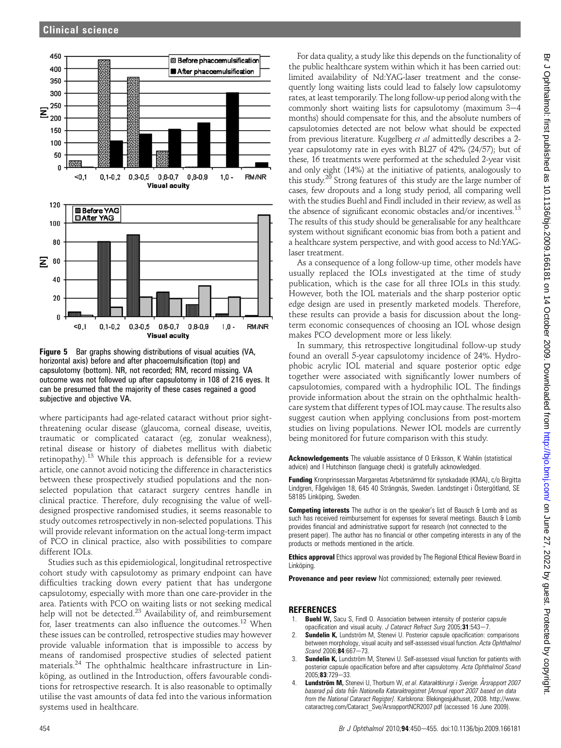**Figure 5** Bar graphs showing distributions of visual acuities (VA, horizontal axis) before and after phacoemulsification (top) and capsulotomy (bottom). NR, not recorded; RM, record missing. VA outcome was not followed up after capsulotomy in 108 of 216 eyes. It can be presumed that the majority of these cases regained a good subjective and objective VA.

where participants had age-related cataract without prior sight-threatening ocular disease (glaucoma, corneal disease, uveitis, traumatic or complicated cataract (eg, zonular weakness), retinal disease or history of diabetes mellitus with diabetic retinopathy).[13] While this approach is defensible for a review article, one cannot avoid noticing the difference in characteristics between these prospectively studied populations and the non-selected population that cataract surgery centres handle in clinical practice. Therefore, duly recognising the value of well-designed prospective randomised studies, it seems reasonable to study outcomes retrospectively in non-selected populations. This will provide relevant information on the actual long-term impact of PCO in clinical practice, also with possibilities to compare different IOLs.

Studies such as this epidemiological, longitudinal retrospective cohort study with capsulotomy as primary endpoint can have difficulties tracking down every patient that has undergone capsulotomy, especially with more than one care-provider in the area. Patients with PCO on waiting lists or not seeking medical help will not be detected.[23] Availability of, and reimbursement for, laser treatments can also influence the outcomes.[12] When these issues can be controlled, retrospective studies may however provide valuable information that is impossible to access by means of randomised prospective studies of selected patient materials.[24] The ophthalmic healthcare infrastructure in Linköping, as outlined in the Introduction, offers favourable conditions for retrospective research. It is also reasonable to optimally utilise the vast amounts of data fed into the various information systems used in healthcare.

For data quality, a study like this depends on the functionality of the public healthcare system within which it has been carried out: limited availability of Nd:YAG-laser treatment and the consequently long waiting lists could lead to falsely low capsulotomy rates, at least temporarily. The long follow-up period along with the commonly short waiting lists for capsulotomy (maximum 3–4 months) should compensate for this, and the absolute numbers of capsulotomies detected are not below what should be expected from previous literature. Kugelberg *et al* admittedly describes a 2-year capsulotomy rate in eyes with BL27 of 42% (24/57); but of these, 16 treatments were performed at the scheduled 2-year visit and only eight (14%) at the initiative of patients, analogously to this study.[20] Strong features of this study are the large number of cases, few dropouts and a long study period, all comparing well with the studies Buehl and Findl included in their review, as well as the absence of significant economic obstacles and/or incentives.[13] The results of this study should be generalisable for any healthcare system without significant economic bias from both a patient and a healthcare system perspective, and with good access to Nd:YAG-laser treatment.

As a consequence of a long follow-up time, other models have usually replaced the IOLs investigated at the time of study publication, which is the case for all three IOLs in this study. However, both the IOL materials and the sharp posterior optic edge design are used in presently marketed models. Therefore, these results can provide a basis for discussion about the long-term economic consequences of choosing an IOL whose design makes PCO development more or less likely.

In summary, this retrospective longitudinal follow-up study found an overall 5-year capsulotomy incidence of 24%. Hydrophobic acrylic IOL material and square posterior optic edge together were associated with significantly lower numbers of capsulotomies, compared with a hydrophilic IOL. The findings provide information about the strain on the ophthalmic healthcare system that different types of IOL may cause. The results also suggest caution when applying conclusions from post-mortem studies on living populations. Newer IOL models are currently being monitored for future comparison with this study.

**Acknowledgements** The valuable assistance of O Eriksson, K Wahlin (statistical advice) and I Hutchinson (language check) is gratefully acknowledged.

**Funding** Kronprinsessan Margaretas Arbetsnämnd för synskadade (KMA), c/o Birgitta Lindgren, Fågelvägen 18, 645 40 Strängnäs, Sweden. Landstinget i Östergötland, SE 58185 Linköping, Sweden.

**Competing interests** The author is on the speaker's list of Bausch & Lomb and as such has received reimbursement for expenses for several meetings. Bausch & Lomb provides financial and administrative support for research (not connected to the present paper). The author has no financial or other competing interests in any of the products or methods mentioned in the article.

**Ethics approval** Ethics approval was provided by The Regional Ethical Review Board in Linköping.

**Provenance and peer review** Not commissioned; externally peer reviewed.

## REFERENCES

1. **Buehl W,** Sacu S, Findl O. Association between intensity of posterior capsule opacification and visual acuity. *J Cataract Refract Surg* 2005;**31**:543–7.
2. **Sundelin K,** Lundström M, Stenevi U. Posterior capsule opacification: comparisons between morphology, visual acuity and self-assessed visual function. *Acta Ophthalmol Scand* 2006;**84**:667–73.
3. **Sundelin K,** Lundström M, Stenevi U. Self-assessed visual function for patients with posterior capsule opacification before and after capsulotomy. *Acta Ophthalmol Scand* 2005;**83**:729–33.
4. **Lundström M,** Stenevi U, Thorburn W, *et al*. *Kataraktkirurgi i Sverige. Årsrapport 2007 baserad på data från Nationella Kataraktregistret [Annual report 2007 based on data from the National Cataract Register]*. Karlskrona: Blekingesjukhuset, 2008. http://www.cataractreg.com/Cataract_Sve/ÅrsrapportNCR2007.pdf (accessed 16 June 2009).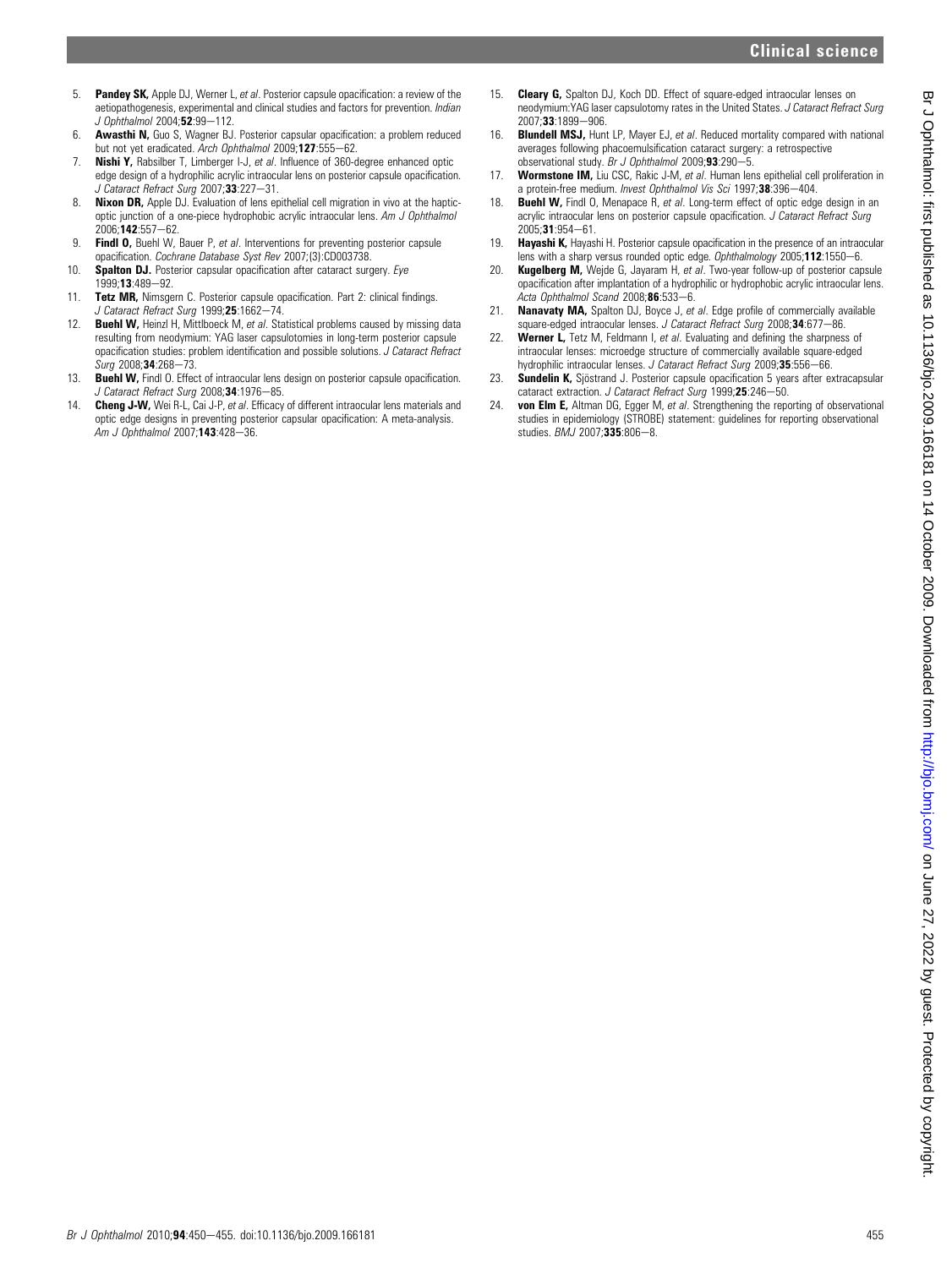5. **Pandey SK,** Apple DJ, Werner L, *et al*. Posterior capsule opacification: a review of the aetiopathogenesis, experimental and clinical studies and factors for prevention. *Indian J Ophthalmol* 2004;**52**:99–112.
6. **Awasthi N,** Guo S, Wagner BJ. Posterior capsular opacification: a problem reduced but not yet eradicated. *Arch Ophthalmol* 2009;**127**:555–62.
7. **Nishi Y,** Rabsilber T, Limberger I-J, *et al*. Influence of 360-degree enhanced optic edge design of a hydrophilic acrylic intraocular lens on posterior capsule opacification. *J Cataract Refract Surg* 2007;**33**:227–31.
8. **Nixon DR,** Apple DJ. Evaluation of lens epithelial cell migration in vivo at the haptic-optic junction of a one-piece hydrophobic acrylic intraocular lens. *Am J Ophthalmol* 2006;**142**:557–62.
9. **Findl O,** Buehl W, Bauer P, *et al*. Interventions for preventing posterior capsule opacification. *Cochrane Database Syst Rev* 2007;(3):CD003738.
10. **Spalton DJ.** Posterior capsular opacification after cataract surgery. *Eye* 1999;**13**:489–92.
11. **Tetz MR,** Nimsgern C. Posterior capsule opacification. Part 2: clinical findings. *J Cataract Refract Surg* 1999;**25**:1662–74.
12. **Buehl W,** Heinzl H, Mittlboeck M, *et al*. Statistical problems caused by missing data resulting from neodymium: YAG laser capsulotomies in long-term posterior capsule opacification studies: problem identification and possible solutions. *J Cataract Refract Surg* 2008;**34**:268–73.
13. **Buehl W,** Findl O. Effect of intraocular lens design on posterior capsule opacification. *J Cataract Refract Surg* 2008;**34**:1976–85.
14. **Cheng J-W,** Wei R-L, Cai J-P, *et al*. Efficacy of different intraocular lens materials and optic edge designs in preventing posterior capsular opacification: A meta-analysis. *Am J Ophthalmol* 2007;**143**:428–36.
15. **Cleary G,** Spalton DJ, Koch DD. Effect of square-edged intraocular lenses on neodymium:YAG laser capsulotomy rates in the United States. *J Cataract Refract Surg* 2007;**33**:1899–906.
16. **Blundell MSJ,** Hunt LP, Mayer EJ, *et al*. Reduced mortality compared with national averages following phacoemulsification cataract surgery: a retrospective observational study. *Br J Ophthalmol* 2009;**93**:290–5.
17. **Wormstone IM,** Liu CSC, Rakic J-M, *et al*. Human lens epithelial cell proliferation in a protein-free medium. *Invest Ophthalmol Vis Sci* 1997;**38**:396–404.
18. **Buehl W,** Findl O, Menapace R, *et al*. Long-term effect of optic edge design in an acrylic intraocular lens on posterior capsule opacification. *J Cataract Refract Surg* 2005;**31**:954–61.
19. **Hayashi K,** Hayashi H. Posterior capsule opacification in the presence of an intraocular lens with a sharp versus rounded optic edge. *Ophthalmology* 2005;**112**:1550–6.
20. **Kugelberg M,** Wejde G, Jayaram H, *et al*. Two-year follow-up of posterior capsule opacification after implantation of a hydrophilic or hydrophobic acrylic intraocular lens. *Acta Ophthalmol Scand* 2008;**86**:533–6.
21. **Nanavaty MA,** Spalton DJ, Boyce J, *et al*. Edge profile of commercially available square-edged intraocular lenses. *J Cataract Refract Surg* 2008;**34**:677–86.
22. **Werner L,** Tetz M, Feldmann I, *et al*. Evaluating and defining the sharpness of intraocular lenses: microedge structure of commercially available square-edged hydrophilic intraocular lenses. *J Cataract Refract Surg* 2009;**35**:556–66.
23. **Sundelin K,** Sjöstrand J. Posterior capsule opacification 5 years after extracapsular cataract extraction. *J Cataract Refract Surg* 1999;**25**:246–50.
24. **von Elm E,** Altman DG, Egger M, *et al*. Strengthening the reporting of observational studies in epidemiology (STROBE) statement: guidelines for reporting observational studies. *BMJ* 2007;**335**:806–8.